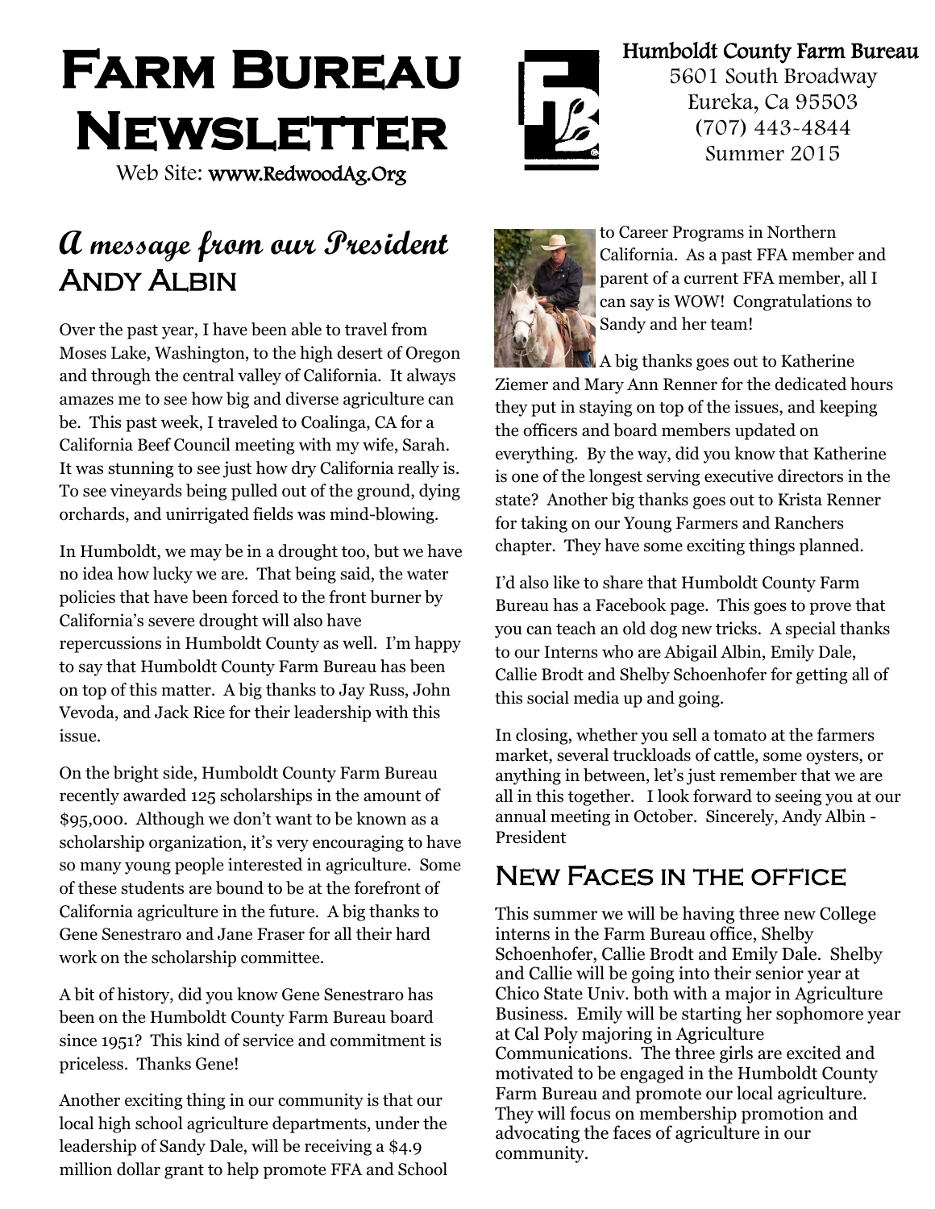# Farm Bureau Newsletter

Web Site: www.RedwoodAg.Org

Humboldt County Farm Bureau
5601 South Broadway
Eureka, Ca 95503
(707) 443-4844
Summer 2015

## *A message from our President*
## Andy Albin

Over the past year, I have been able to travel from Moses Lake, Washington, to the high desert of Oregon and through the central valley of California. It always amazes me to see how big and diverse agriculture can be. This past week, I traveled to Coalinga, CA for a California Beef Council meeting with my wife, Sarah. It was stunning to see just how dry California really is. To see vineyards being pulled out of the ground, dying orchards, and unirrigated fields was mind-blowing.

In Humboldt, we may be in a drought too, but we have no idea how lucky we are. That being said, the water policies that have been forced to the front burner by California's severe drought will also have repercussions in Humboldt County as well. I'm happy to say that Humboldt County Farm Bureau has been on top of this matter. A big thanks to Jay Russ, John Vevoda, and Jack Rice for their leadership with this issue.

On the bright side, Humboldt County Farm Bureau recently awarded 125 scholarships in the amount of $95,000. Although we don't want to be known as a scholarship organization, it's very encouraging to have so many young people interested in agriculture. Some of these students are bound to be at the forefront of California agriculture in the future. A big thanks to Gene Senestraro and Jane Fraser for all their hard work on the scholarship committee.

A bit of history, did you know Gene Senestraro has been on the Humboldt County Farm Bureau board since 1951? This kind of service and commitment is priceless. Thanks Gene!

Another exciting thing in our community is that our local high school agriculture departments, under the leadership of Sandy Dale, will be receiving a $4.9 million dollar grant to help promote FFA and School to Career Programs in Northern California. As a past FFA member and parent of a current FFA member, all I can say is WOW! Congratulations to Sandy and her team!

A big thanks goes out to Katherine Ziemer and Mary Ann Renner for the dedicated hours they put in staying on top of the issues, and keeping the officers and board members updated on everything. By the way, did you know that Katherine is one of the longest serving executive directors in the state? Another big thanks goes out to Krista Renner for taking on our Young Farmers and Ranchers chapter. They have some exciting things planned.

I'd also like to share that Humboldt County Farm Bureau has a Facebook page. This goes to prove that you can teach an old dog new tricks. A special thanks to our Interns who are Abigail Albin, Emily Dale, Callie Brodt and Shelby Schoenhofer for getting all of this social media up and going.

In closing, whether you sell a tomato at the farmers market, several truckloads of cattle, some oysters, or anything in between, let's just remember that we are all in this together. I look forward to seeing you at our annual meeting in October. Sincerely, Andy Albin - President

## New Faces in the office

This summer we will be having three new College interns in the Farm Bureau office, Shelby Schoenhofer, Callie Brodt and Emily Dale. Shelby and Callie will be going into their senior year at Chico State Univ. both with a major in Agriculture Business. Emily will be starting her sophomore year at Cal Poly majoring in Agriculture Communications. The three girls are excited and motivated to be engaged in the Humboldt County Farm Bureau and promote our local agriculture. They will focus on membership promotion and advocating the faces of agriculture in our community.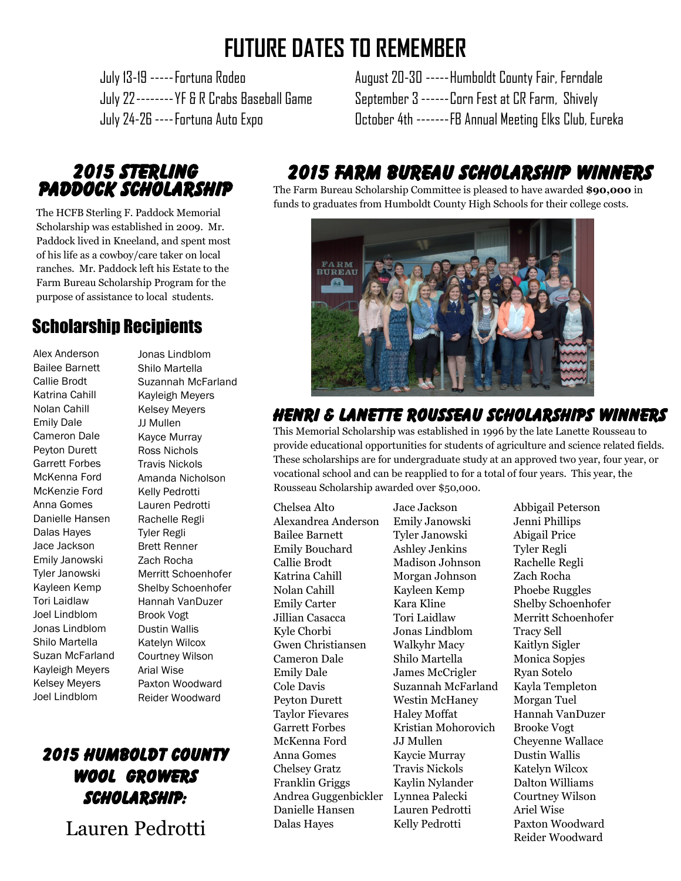# FUTURE DATES TO REMEMBER

July 13-19 -----Fortuna Rodeo
July 22--------YF & R Crabs Baseball Game
July 24-26 ----Fortuna Auto Expo
August 20-30 -----Humboldt County Fair, Ferndale
September 3 ------Corn Fest at CR Farm, Shively
October 4th -------FB Annual Meeting Elks Club, Eureka

## 2015 Sterling Paddock Scholarship

The HCFB Sterling F. Paddock Memorial Scholarship was established in 2009. Mr. Paddock lived in Kneeland, and spent most of his life as a cowboy/care taker on local ranches. Mr. Paddock left his Estate to the Farm Bureau Scholarship Program for the purpose of assistance to local students.

### Scholarship Recipients

Alex Anderson
Bailee Barnett
Callie Brodt
Katrina Cahill
Nolan Cahill
Emily Dale
Cameron Dale
Peyton Durett
Garrett Forbes
McKenna Ford
McKenzie Ford
Anna Gomes
Danielle Hansen
Dalas Hayes
Jace Jackson
Emily Janowski
Tyler Janowski
Kayleen Kemp
Tori Laidlaw
Joel Lindblom
Jonas Lindblom
Shilo Martella
Suzan McFarland
Kayleigh Meyers
Kelsey Meyers
Joel Lindblom
Jonas Lindblom
Shilo Martella
Suzannah McFarland
Kayleigh Meyers
Kelsey Meyers
JJ Mullen
Kayce Murray
Ross Nichols
Travis Nickols
Amanda Nicholson
Kelly Pedrotti
Lauren Pedrotti
Rachelle Regli
Tyler Regli
Brett Renner
Zach Rocha
Merritt Schoenhofer
Shelby Schoenhofer
Hannah VanDuzer
Brook Vogt
Dustin Wallis
Katelyn Wilcox
Courtney Wilson
Arial Wise
Paxton Woodward
Reider Woodward

## 2015 Humboldt County Wool Growers Scholarship:

Lauren Pedrotti

## 2015 Farm Bureau Scholarship Winners

The Farm Bureau Scholarship Committee is pleased to have awarded **$90,000** in funds to graduates from Humboldt County High Schools for their college costs.

## Henri & Lanette Rousseau Scholarships Winners

This Memorial Scholarship was established in 1996 by the late Lanette Rousseau to provide educational opportunities for students of agriculture and science related fields. These scholarships are for undergraduate study at an approved two year, four year, or vocational school and can be reapplied to for a total of four years. This year, the Rousseau Scholarship awarded over $50,000.

Chelsea Alto
Alexandrea Anderson
Bailee Barnett
Emily Bouchard
Callie Brodt
Katrina Cahill
Nolan Cahill
Emily Carter
Jillian Casacca
Kyle Chorbi
Gwen Christiansen
Cameron Dale
Emily Dale
Cole Davis
Peyton Durett
Taylor Fievares
Garrett Forbes
McKenna Ford
Anna Gomes
Chelsey Gratz
Franklin Griggs
Andrea Guggenbickler
Danielle Hansen
Dalas Hayes
Jace Jackson
Emily Janowski
Tyler Janowski
Ashley Jenkins
Madison Johnson
Morgan Johnson
Kayleen Kemp
Kara Kline
Tori Laidlaw
Jonas Lindblom
Walkyhr Macy
Shilo Martella
James McCrigler
Suzannah McFarland
Westin McHaney
Haley Moffat
Kristian Mohorovich
JJ Mullen
Kaycie Murray
Travis Nickols
Kaylin Nylander
Lynnea Palecki
Lauren Pedrotti
Kelly Pedrotti
Abbigail Peterson
Jenni Phillips
Abigail Price
Tyler Regli
Rachelle Regli
Zach Rocha
Phoebe Ruggles
Shelby Schoenhofer
Merritt Schoenhofer
Tracy Sell
Kaitlyn Sigler
Monica Sopjes
Ryan Sotelo
Kayla Templeton
Morgan Tuel
Hannah VanDuzer
Brooke Vogt
Cheyenne Wallace
Dustin Wallis
Katelyn Wilcox
Dalton Williams
Courtney Wilson
Ariel Wise
Paxton Woodward
Reider Woodward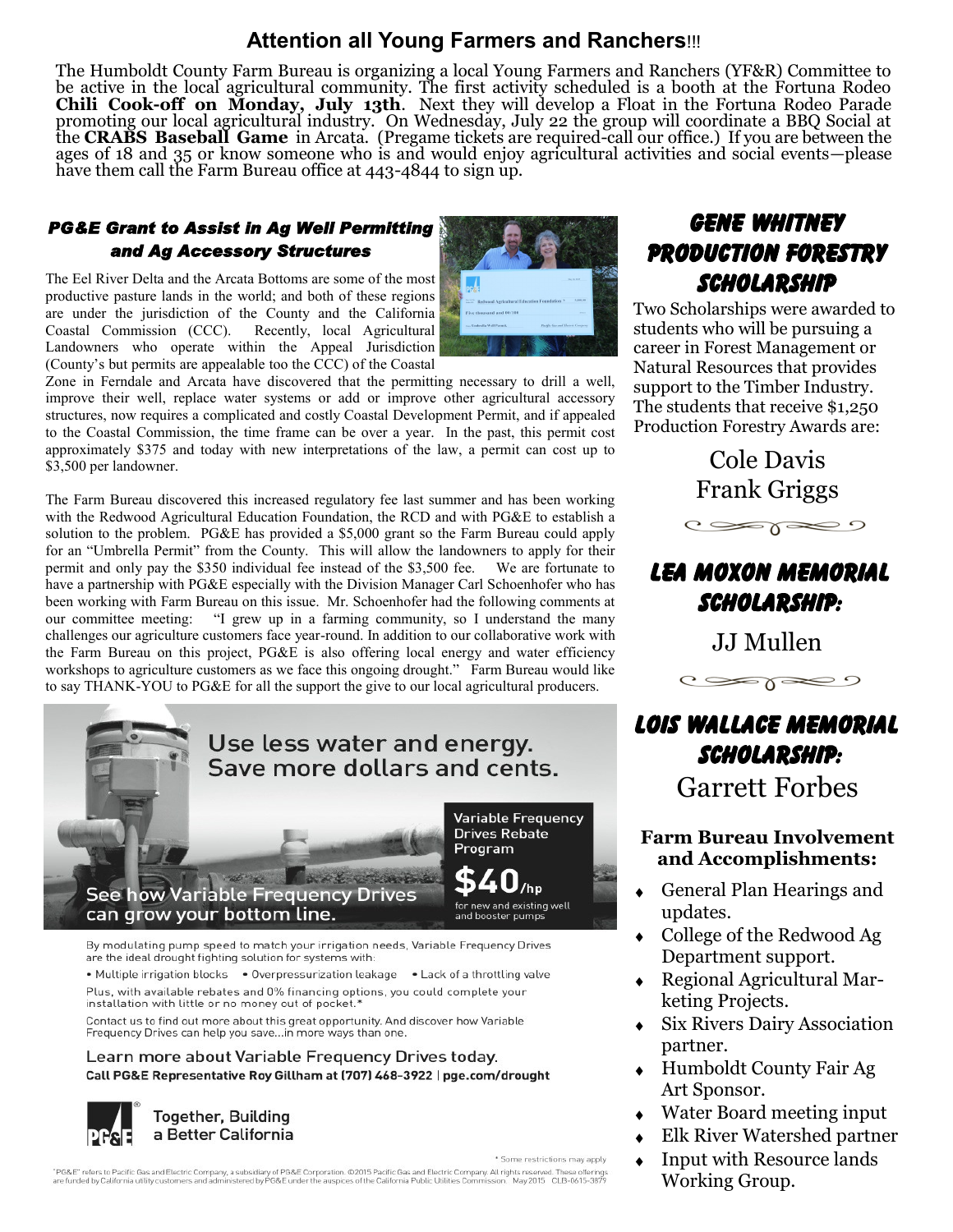## Attention all Young Farmers and Ranchers!!!

The Humboldt County Farm Bureau is organizing a local Young Farmers and Ranchers (YF&R) Committee to be active in the local agricultural community. The first activity scheduled is a booth at the Fortuna Rodeo **Chili Cook-off on Monday, July 13th**. Next they will develop a Float in the Fortuna Rodeo Parade promoting our local agricultural industry. On Wednesday, July 22 the group will coordinate a BBQ Social at the **CRABS Baseball Game** in Arcata. (Pregame tickets are required-call our office.) If you are between the ages of 18 and 35 or know someone who is and would enjoy agricultural activities and social events—please have them call the Farm Bureau office at 443-4844 to sign up.

### *PG&E Grant to Assist in Ag Well Permitting and Ag Accessory Structures*

The Eel River Delta and the Arcata Bottoms are some of the most productive pasture lands in the world; and both of these regions are under the jurisdiction of the County and the California Coastal Commission (CCC). Recently, local Agricultural Landowners who operate within the Appeal Jurisdiction (County's but permits are appealable too the CCC) of the Coastal Zone in Ferndale and Arcata have discovered that the permitting necessary to drill a well, improve their well, replace water systems or add or improve other agricultural accessory structures, now requires a complicated and costly Coastal Development Permit, and if appealed to the Coastal Commission, the time frame can be over a year. In the past, this permit cost approximately $375 and today with new interpretations of the law, a permit can cost up to $3,500 per landowner.

The Farm Bureau discovered this increased regulatory fee last summer and has been working with the Redwood Agricultural Education Foundation, the RCD and with PG&E to establish a solution to the problem. PG&E has provided a $5,000 grant so the Farm Bureau could apply for an "Umbrella Permit" from the County. This will allow the landowners to apply for their permit and only pay the $350 individual fee instead of the $3,500 fee. We are fortunate to have a partnership with PG&E especially with the Division Manager Carl Schoenhofer who has been working with Farm Bureau on this issue. Mr. Schoenhofer had the following comments at our committee meeting: "I grew up in a farming community, so I understand the many challenges our agriculture customers face year-round. In addition to our collaborative work with the Farm Bureau on this project, PG&E is also offering local energy and water efficiency workshops to agriculture customers as we face this ongoing drought." Farm Bureau would like to say THANK-YOU to PG&E for all the support the give to our local agricultural producers.

**Use less water and energy. Save more dollars and cents.**

See how Variable Frequency Drives can grow your bottom line.

Variable Frequency Drives Rebate Program

**$40/hp** for new and existing well and booster pumps

By modulating pump speed to match your irrigation needs, Variable Frequency Drives are the ideal drought fighting solution for systems with:

- Multiple irrigation blocks
- Overpressurization leakage
- Lack of a throttling valve

Plus, with available rebates and 0% financing options, you could complete your installation with little or no money out of pocket.*

Contact us to find out more about this great opportunity. And discover how Variable Frequency Drives can help you save...in more ways than one.

Learn more about Variable Frequency Drives today.
**Call PG&E Representative Roy Gillham at (707) 468-3922 | pge.com/drought**

Together, Building a Better California

* Some restrictions may apply

"PG&E" refers to Pacific Gas and Electric Company, a subsidiary of PG&E Corporation. ©2015 Pacific Gas and Electric Company. All rights reserved. These offerings are funded by California utility customers and administered by PG&E under the auspices of the California Public Utilities Commission. May 2015 CLB-0615-3879

## Gene Whitney Production Forestry Scholarship

Two Scholarships were awarded to students who will be pursuing a career in Forest Management or Natural Resources that provides support to the Timber Industry. The students that receive $1,250 Production Forestry Awards are:

Cole Davis
Frank Griggs

## Lea Moxon Memorial Scholarship:

JJ Mullen

## Lois Wallace Memorial Scholarship:

Garrett Forbes

### Farm Bureau Involvement and Accomplishments:

- General Plan Hearings and updates.
- College of the Redwood Ag Department support.
- Regional Agricultural Marketing Projects.
- Six Rivers Dairy Association partner.
- Humboldt County Fair Ag Art Sponsor.
- Water Board meeting input
- Elk River Watershed partner
- Input with Resource lands Working Group.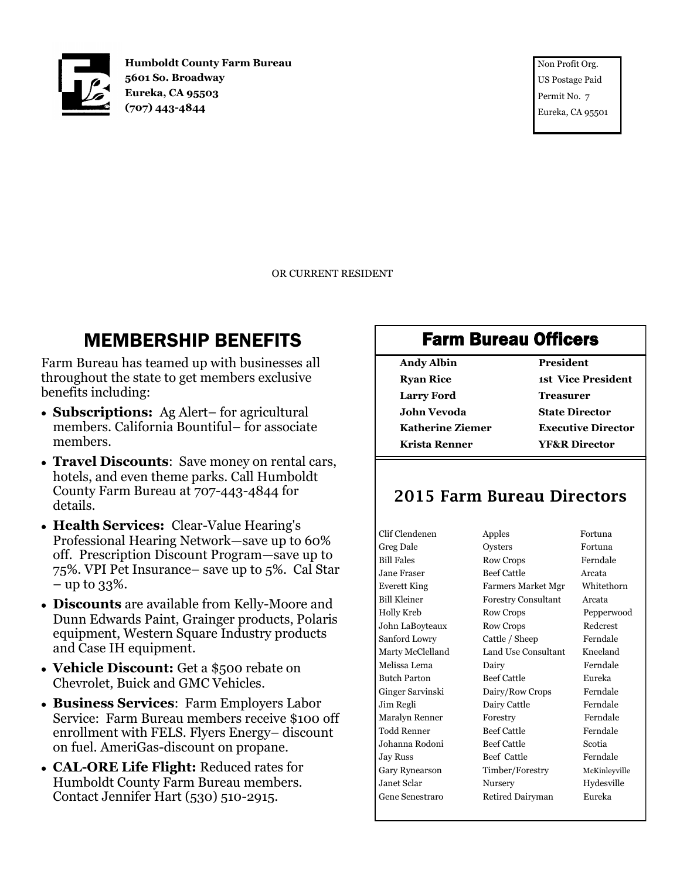**Humboldt County Farm Bureau**
**5601 So. Broadway**
**Eureka, CA 95503**
**(707) 443-4844**

Non Profit Org.
US Postage Paid
Permit No. 7
Eureka, CA 95501

OR CURRENT RESIDENT

## MEMBERSHIP BENEFITS

Farm Bureau has teamed up with businesses all throughout the state to get members exclusive benefits including:

- **Subscriptions:** Ag Alert– for agricultural members. California Bountiful– for associate members.
- **Travel Discounts**: Save money on rental cars, hotels, and even theme parks. Call Humboldt County Farm Bureau at 707-443-4844 for details.
- **Health Services:** Clear-Value Hearing's Professional Hearing Network—save up to 60% off. Prescription Discount Program—save up to 75%. VPI Pet Insurance– save up to 5%. Cal Star – up to 33%.
- **Discounts** are available from Kelly-Moore and Dunn Edwards Paint, Grainger products, Polaris equipment, Western Square Industry products and Case IH equipment.
- **Vehicle Discount:** Get a $500 rebate on Chevrolet, Buick and GMC Vehicles.
- **Business Services**: Farm Employers Labor Service: Farm Bureau members receive $100 off enrollment with FELS. Flyers Energy– discount on fuel. AmeriGas-discount on propane.
- **CAL-ORE Life Flight:** Reduced rates for Humboldt County Farm Bureau members. Contact Jennifer Hart (530) 510-2915.

## Farm Bureau Officers

| | |
|---|---|
| **Andy Albin** | **President** |
| **Ryan Rice** | **1st Vice President** |
| **Larry Ford** | **Treasurer** |
| **John Vevoda** | **State Director** |
| **Katherine Ziemer** | **Executive Director** |
| **Krista Renner** | **YF&R Director** |

## 2015 Farm Bureau Directors

| | | |
|---|---|---|
| Clif Clendenen | Apples | Fortuna |
| Greg Dale | Oysters | Fortuna |
| Bill Fales | Row Crops | Ferndale |
| Jane Fraser | Beef Cattle | Arcata |
| Everett King | Farmers Market Mgr | Whitethorn |
| Bill Kleiner | Forestry Consultant | Arcata |
| Holly Kreb | Row Crops | Pepperwood |
| John LaBoyteaux | Row Crops | Redcrest |
| Sanford Lowry | Cattle / Sheep | Ferndale |
| Marty McClelland | Land Use Consultant | Kneeland |
| Melissa Lema | Dairy | Ferndale |
| Butch Parton | Beef Cattle | Eureka |
| Ginger Sarvinski | Dairy/Row Crops | Ferndale |
| Jim Regli | Dairy Cattle | Ferndale |
| Maralyn Renner | Forestry | Ferndale |
| Todd Renner | Beef Cattle | Ferndale |
| Johanna Rodoni | Beef Cattle | Scotia |
| Jay Russ | Beef Cattle | Ferndale |
| Gary Rynearson | Timber/Forestry | McKinleyville |
| Janet Sclar | Nursery | Hydesville |
| Gene Senestraro | Retired Dairyman | Eureka |